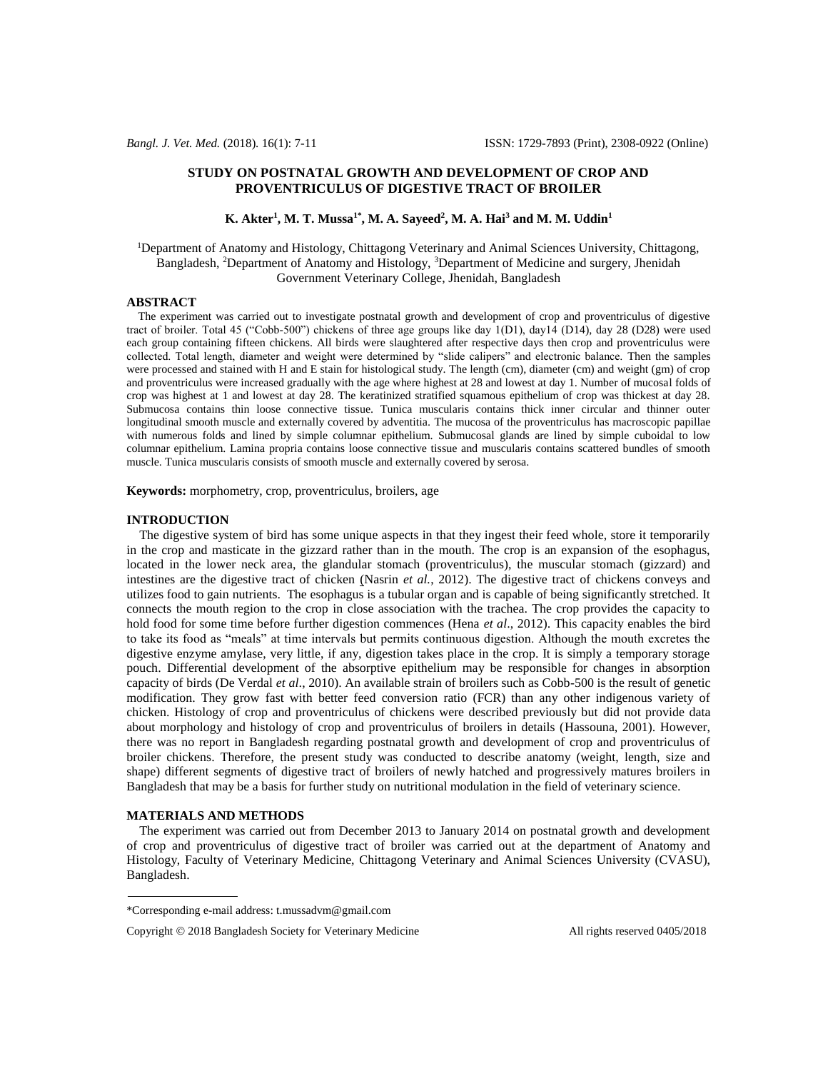# STUDY ON POSTNATAL GROWTH AND DEVELOPMENT OF CROP AND PROVENTRICULUS OF DIGESTIVE TRACT OF BROILER

**K. Akter[1], M. T. Mussa[1*], M. A. Sayeed[2], M. A. Hai[3] and M. M. Uddin[1]**

[1]Department of Anatomy and Histology, Chittagong Veterinary and Animal Sciences University, Chittagong, Bangladesh, [2]Department of Anatomy and Histology, [3]Department of Medicine and surgery, Jhenidah Government Veterinary College, Jhenidah, Bangladesh

## ABSTRACT

The experiment was carried out to investigate postnatal growth and development of crop and proventriculus of digestive tract of broiler. Total 45 ("Cobb-500") chickens of three age groups like day 1(D1), day14 (D14), day 28 (D28) were used each group containing fifteen chickens. All birds were slaughtered after respective days then crop and proventriculus were collected. Total length, diameter and weight were determined by "slide calipers" and electronic balance. Then the samples were processed and stained with H and E stain for histological study. The length (cm), diameter (cm) and weight (gm) of crop and proventriculus were increased gradually with the age where highest at 28 and lowest at day 1. Number of mucosal folds of crop was highest at 1 and lowest at day 28. The keratinized stratified squamous epithelium of crop was thickest at day 28. Submucosa contains thin loose connective tissue. Tunica muscularis contains thick inner circular and thinner outer longitudinal smooth muscle and externally covered by adventitia. The mucosa of the proventriculus has macroscopic papillae with numerous folds and lined by simple columnar epithelium. Submucosal glands are lined by simple cuboidal to low columnar epithelium. Lamina propria contains loose connective tissue and muscularis contains scattered bundles of smooth muscle. Tunica muscularis consists of smooth muscle and externally covered by serosa.

**Keywords:** morphometry, crop, proventriculus, broilers, age

## INTRODUCTION

The digestive system of bird has some unique aspects in that they ingest their feed whole, store it temporarily in the crop and masticate in the gizzard rather than in the mouth. The crop is an expansion of the esophagus, located in the lower neck area, the glandular stomach (proventriculus), the muscular stomach (gizzard) and intestines are the digestive tract of chicken (Nasrin *et al.*, 2012). The digestive tract of chickens conveys and utilizes food to gain nutrients. The esophagus is a tubular organ and is capable of being significantly stretched. It connects the mouth region to the crop in close association with the trachea. The crop provides the capacity to hold food for some time before further digestion commences (Hena *et al*., 2012). This capacity enables the bird to take its food as "meals" at time intervals but permits continuous digestion. Although the mouth excretes the digestive enzyme amylase, very little, if any, digestion takes place in the crop. It is simply a temporary storage pouch. Differential development of the absorptive epithelium may be responsible for changes in absorption capacity of birds (De Verdal *et al*., 2010). An available strain of broilers such as Cobb-500 is the result of genetic modification. They grow fast with better feed conversion ratio (FCR) than any other indigenous variety of chicken. Histology of crop and proventriculus of chickens were described previously but did not provide data about morphology and histology of crop and proventriculus of broilers in details (Hassouna, 2001). However, there was no report in Bangladesh regarding postnatal growth and development of crop and proventriculus of broiler chickens. Therefore, the present study was conducted to describe anatomy (weight, length, size and shape) different segments of digestive tract of broilers of newly hatched and progressively matures broilers in Bangladesh that may be a basis for further study on nutritional modulation in the field of veterinary science.

## MATERIALS AND METHODS

The experiment was carried out from December 2013 to January 2014 on postnatal growth and development of crop and proventriculus of digestive tract of broiler was carried out at the department of Anatomy and Histology, Faculty of Veterinary Medicine, Chittagong Veterinary and Animal Sciences University (CVASU), Bangladesh.

---

*Corresponding e-mail address: t.mussadvm@gmail.com

Copyright © 2018 Bangladesh Society for Veterinary Medicine All rights reserved 0405/2018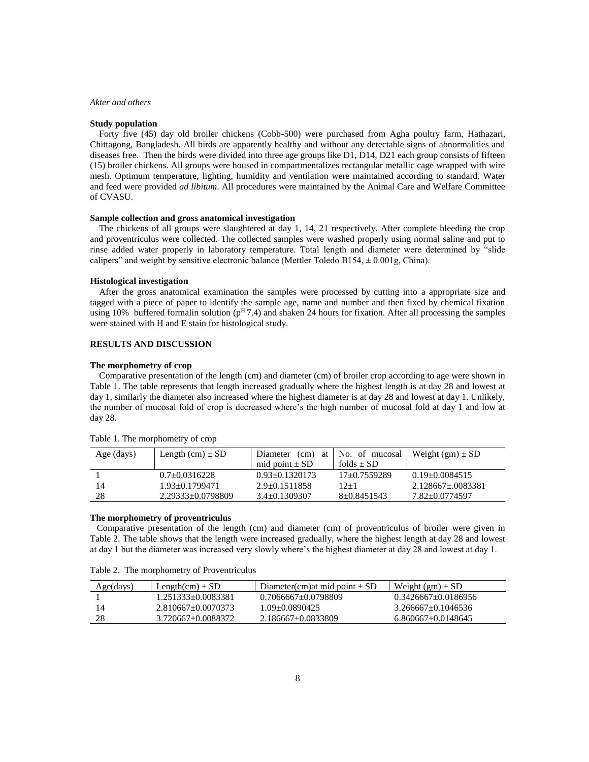### Study population

Forty five (45) day old broiler chickens (Cobb-500) were purchased from Agha poultry farm, Hathazari, Chittagong, Bangladesh. All birds are apparently healthy and without any detectable signs of abnormalities and diseases free. Then the birds were divided into three age groups like D1, D14, D21 each group consists of fifteen (15) broiler chickens. All groups were housed in compartmentalizes rectangular metallic cage wrapped with wire mesh. Optimum temperature, lighting, humidity and ventilation were maintained according to standard. Water and feed were provided *ad libitum*. All procedures were maintained by the Animal Care and Welfare Committee of CVASU.

### Sample collection and gross anatomical investigation

The chickens of all groups were slaughtered at day 1, 14, 21 respectively. After complete bleeding the crop and proventriculus were collected. The collected samples were washed properly using normal saline and put to rinse added water properly in laboratory temperature. Total length and diameter were determined by "slide calipers" and weight by sensitive electronic balance (Mettler Toledo B154, ± 0.001g, China).

### Histological investigation

After the gross anatomical examination the samples were processed by cutting into a appropriate size and tagged with a piece of paper to identify the sample age, name and number and then fixed by chemical fixation using 10% buffered formalin solution ($p^H$ 7.4) and shaken 24 hours for fixation. After all processing the samples were stained with H and E stain for histological study.

## RESULTS AND DISCUSSION

### The morphometry of crop

Comparative presentation of the length (cm) and diameter (cm) of broiler crop according to age were shown in Table 1. The table represents that length increased gradually where the highest length is at day 28 and lowest at day 1, similarly the diameter also increased where the highest diameter is at day 28 and lowest at day 1. Unlikely, the number of mucosal fold of crop is decreased where's the high number of mucosal fold at day 1 and low at day 28.

Table 1. The morphometry of crop

| Age (days) | Length (cm) ± SD | Diameter (cm) at mid point ± SD | No. of mucosal folds ± SD | Weight (gm) ± SD |
|---|---|---|---|---|
| 1 | 0.7±0.0316228 | 0.93±0.1320173 | 17±0.7559289 | 0.19±0.0084515 |
| 14 | 1.93±0.1799471 | 2.9±0.1511858 | 12±1 | 2.128667±.0083381 |
| 28 | 2.29333±0.0798809 | 3.4±0.1309307 | 8±0.8451543 | 7.82±0.0774597 |

### The morphometry of proventriculus

Comparative presentation of the length (cm) and diameter (cm) of proventriculus of broiler were given in Table 2. The table shows that the length were increased gradually, where the highest length at day 28 and lowest at day 1 but the diameter was increased very slowly where's the highest diameter at day 28 and lowest at day 1.

Table 2. The morphometry of Proventriculus

| Age(days) | Length(cm) ± SD | Diameter(cm)at mid point ± SD | Weight (gm) ± SD |
|---|---|---|---|
| 1 | 1.251333±0.0083381 | 0.7066667±0.0798809 | 0.3426667±0.0186956 |
| 14 | 2.810667±0.0070373 | 1.09±0.0890425 | 3.266667±0.1046536 |
| 28 | 3.720667±0.0088372 | 2.186667±0.0833809 | 6.860667±0.0148645 |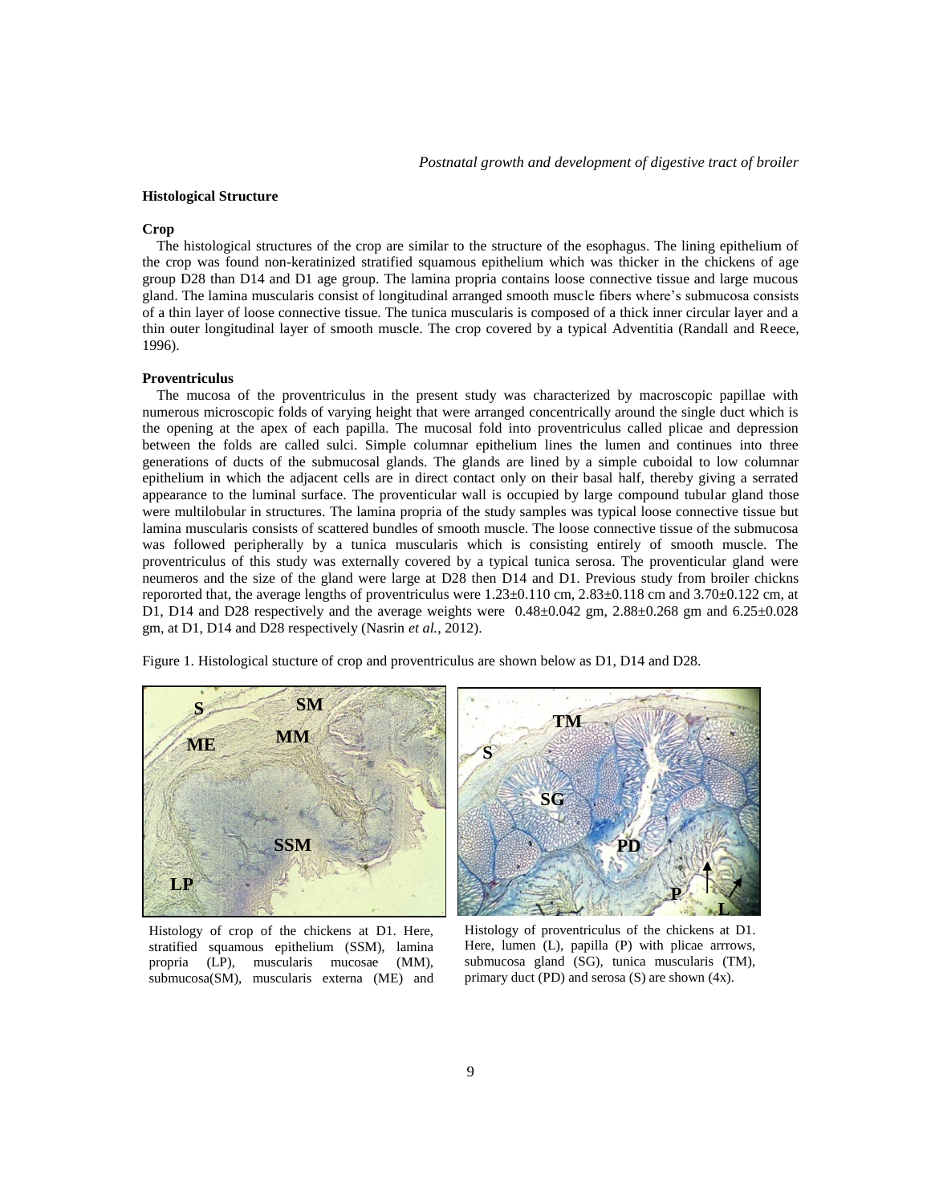## Histological Structure

### Crop

The histological structures of the crop are similar to the structure of the esophagus. The lining epithelium of the crop was found non-keratinized stratified squamous epithelium which was thicker in the chickens of age group D28 than D14 and D1 age group. The lamina propria contains loose connective tissue and large mucous gland. The lamina muscularis consist of longitudinal arranged smooth muscle fibers where's submucosa consists of a thin layer of loose connective tissue. The tunica muscularis is composed of a thick inner circular layer and a thin outer longitudinal layer of smooth muscle. The crop covered by a typical Adventitia (Randall and Reece, 1996).

### Proventriculus

The mucosa of the proventriculus in the present study was characterized by macroscopic papillae with numerous microscopic folds of varying height that were arranged concentrically around the single duct which is the opening at the apex of each papilla. The mucosal fold into proventriculus called plicae and depression between the folds are called sulci. Simple columnar epithelium lines the lumen and continues into three generations of ducts of the submucosal glands. The glands are lined by a simple cuboidal to low columnar epithelium in which the adjacent cells are in direct contact only on their basal half, thereby giving a serrated appearance to the luminal surface. The proventricular wall is occupied by large compound tubular gland those were multilobular in structures. The lamina propria of the study samples was typical loose connective tissue but lamina muscularis consists of scattered bundles of smooth muscle. The loose connective tissue of the submucosa was followed peripherally by a tunica muscularis which is consisting entirely of smooth muscle. The proventriculus of this study was externally covered by a typical tunica serosa. The proventicular gland were neumeros and the size of the gland were large at D28 then D14 and D1. Previous study from broiler chickns reprorted that, the average lengths of proventriculus were 1.23±0.110 cm, 2.83±0.118 cm and 3.70±0.122 cm, at D1, D14 and D28 respectively and the average weights were 0.48±0.042 gm, 2.88±0.268 gm and 6.25±0.028 gm, at D1, D14 and D28 respectively (Nasrin *et al.*, 2012).

Figure 1. Histological stucture of crop and proventriculus are shown below as D1, D14 and D28.

Histology of crop of the chickens at D1. Here, stratified squamous epithelium (SSM), lamina propria (LP), muscularis mucosae (MM), submucosa(SM), muscularis externa (ME) and

Histology of proventriculus of the chickens at D1. Here, lumen (L), papilla (P) with plicae arrrows, submucosa gland (SG), tunica muscularis (TM), primary duct (PD) and serosa (S) are shown (4x).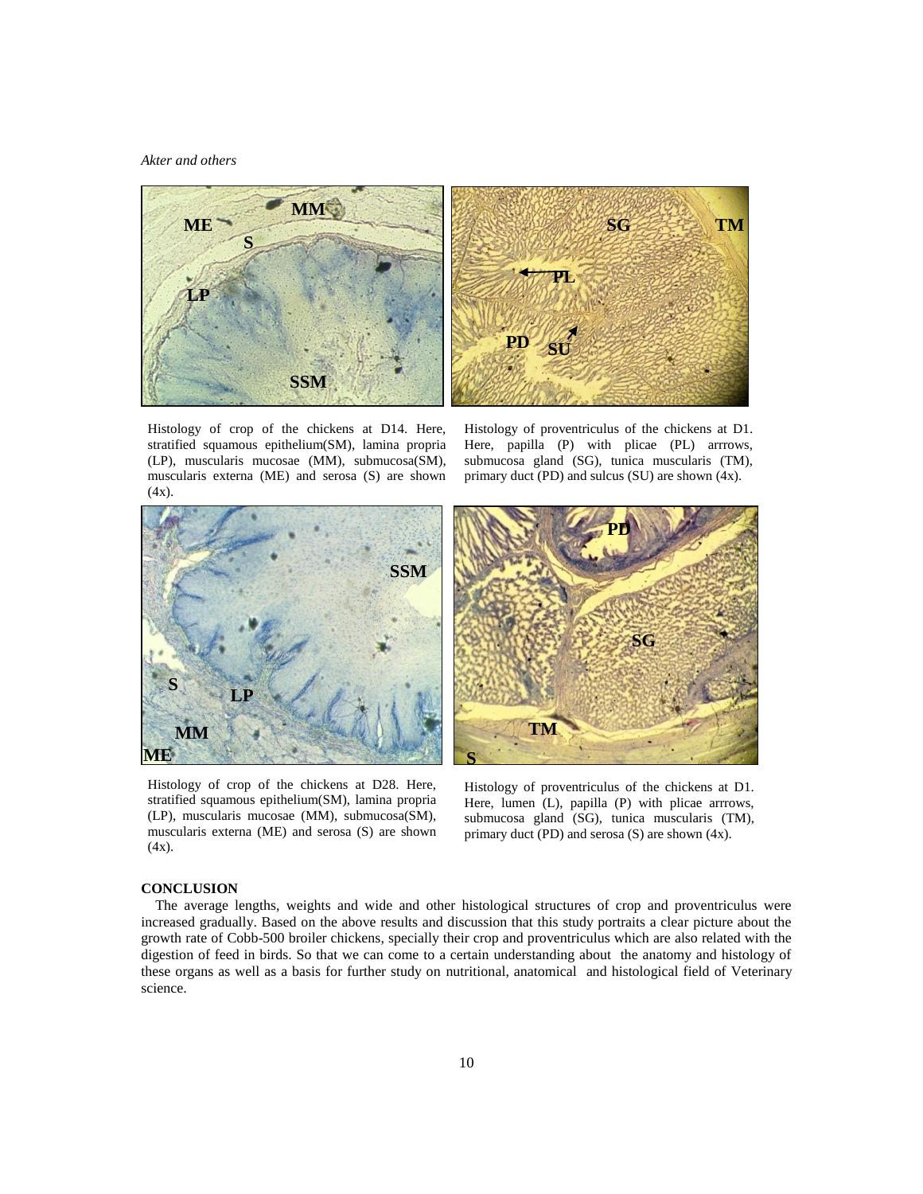Histology of crop of the chickens at D14. Here, stratified squamous epithelium(SM), lamina propria (LP), muscularis mucosae (MM), submucosa(SM), muscularis externa (ME) and serosa (S) are shown (4x).

Histology of proventriculus of the chickens at D1. Here, papilla (P) with plicae (PL) arrrows, submucosa gland (SG), tunica muscularis (TM), primary duct (PD) and sulcus (SU) are shown (4x).

Histology of crop of the chickens at D28. Here, stratified squamous epithelium(SM), lamina propria (LP), muscularis mucosae (MM), submucosa(SM), muscularis externa (ME) and serosa (S) are shown (4x).

Histology of proventriculus of the chickens at D1. Here, lumen (L), papilla (P) with plicae arrrows, submucosa gland (SG), tunica muscularis (TM), primary duct (PD) and serosa (S) are shown (4x).

## CONCLUSION

The average lengths, weights and wide and other histological structures of crop and proventriculus were increased gradually. Based on the above results and discussion that this study portraits a clear picture about the growth rate of Cobb-500 broiler chickens, specially their crop and proventriculus which are also related with the digestion of feed in birds. So that we can come to a certain understanding about the anatomy and histology of these organs as well as a basis for further study on nutritional, anatomical and histological field of Veterinary science.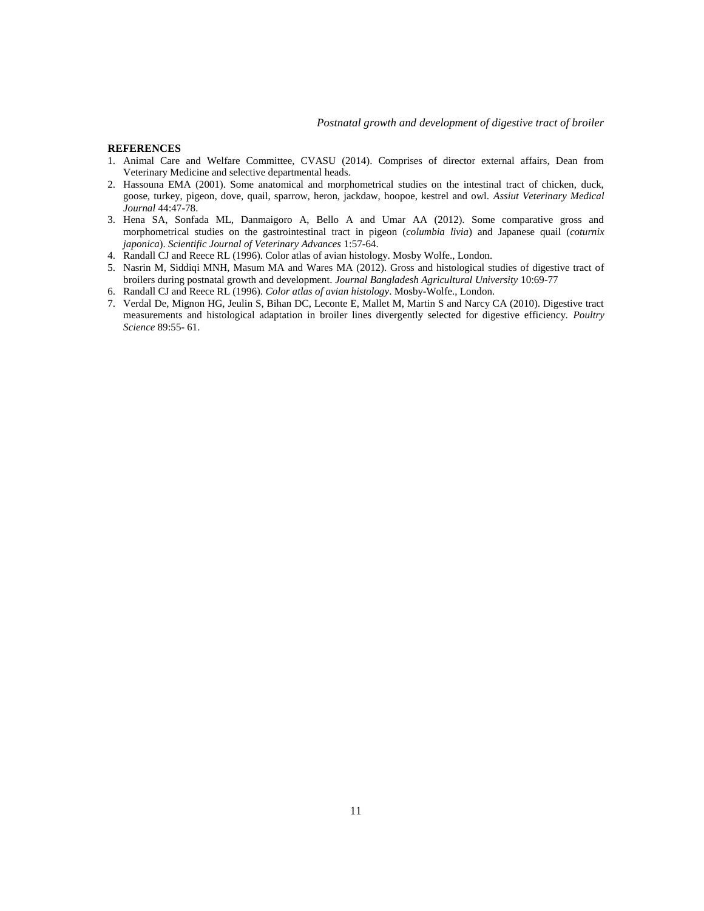**REFERENCES**

1. Animal Care and Welfare Committee, CVASU (2014). Comprises of director external affairs, Dean from Veterinary Medicine and selective departmental heads.
2. Hassouna EMA (2001). Some anatomical and morphometrical studies on the intestinal tract of chicken, duck, goose, turkey, pigeon, dove, quail, sparrow, heron, jackdaw, hoopoe, kestrel and owl. *Assiut Veterinary Medical Journal* 44:47-78.
3. Hena SA, Sonfada ML, Danmaigoro A, Bello A and Umar AA (2012). Some comparative gross and morphometrical studies on the gastrointestinal tract in pigeon (*columbia livia*) and Japanese quail (*coturnix japonica*). *Scientific Journal of Veterinary Advances* 1:57-64.
4. Randall CJ and Reece RL (1996). Color atlas of avian histology. Mosby Wolfe., London.
5. Nasrin M, Siddiqi MNH, Masum MA and Wares MA (2012). Gross and histological studies of digestive tract of broilers during postnatal growth and development. *Journal Bangladesh Agricultural University* 10:69-77
6. Randall CJ and Reece RL (1996). *Color atlas of avian histology*. Mosby-Wolfe., London.
7. Verdal De, Mignon HG, Jeulin S, Bihan DC, Leconte E, Mallet M, Martin S and Narcy CA (2010). Digestive tract measurements and histological adaptation in broiler lines divergently selected for digestive efficiency. *Poultry Science* 89:55- 61.